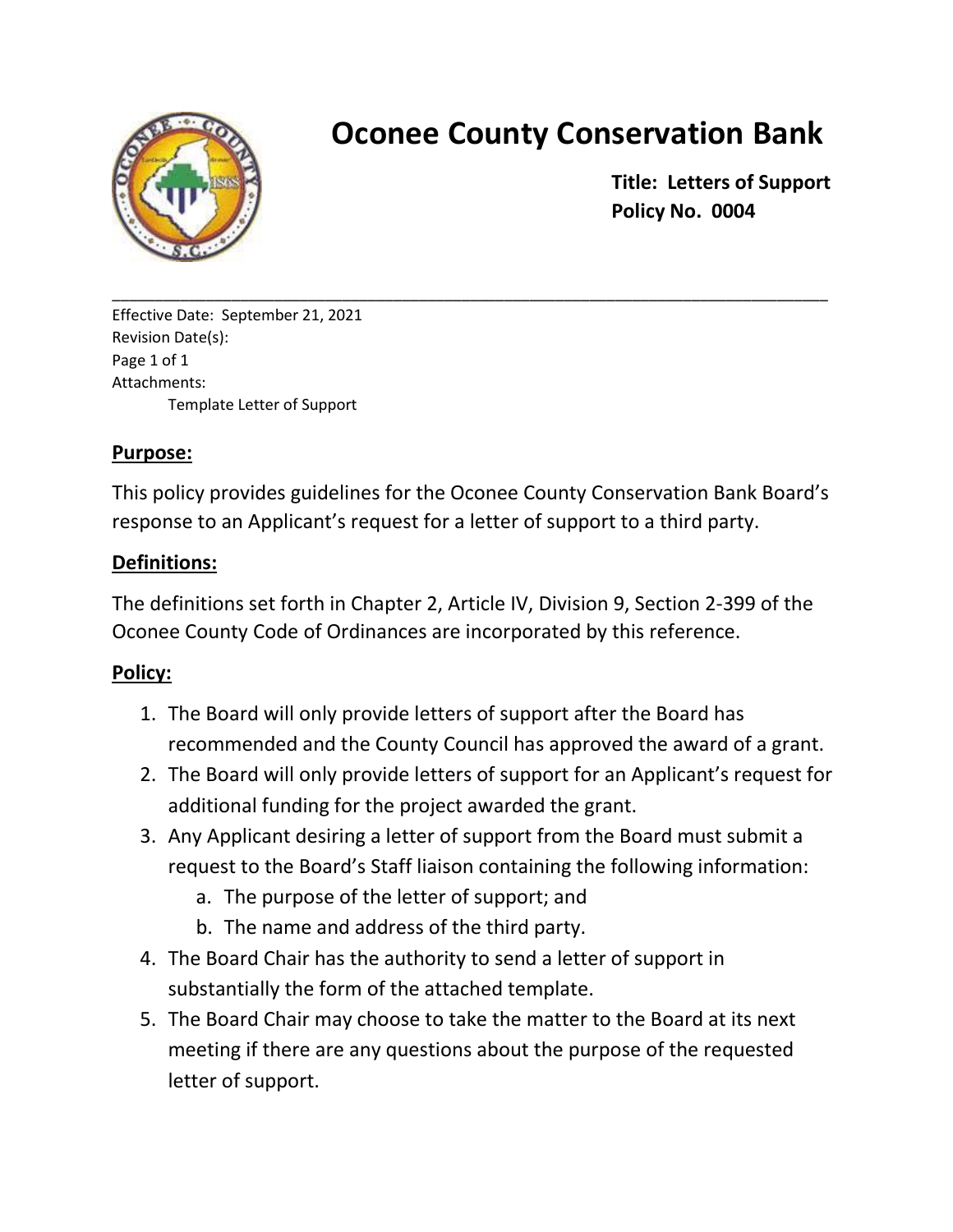# Oconee County Conservation Bank

**Title: Letters of Support**
**Policy No. 0004**

---

Effective Date: September 21, 2021
Revision Date(s):
Page 1 of 1
Attachments:
  Template Letter of Support

## Purpose:

This policy provides guidelines for the Oconee County Conservation Bank Board's response to an Applicant's request for a letter of support to a third party.

## Definitions:

The definitions set forth in Chapter 2, Article IV, Division 9, Section 2-399 of the Oconee County Code of Ordinances are incorporated by this reference.

## Policy:

1. The Board will only provide letters of support after the Board has recommended and the County Council has approved the award of a grant.
2. The Board will only provide letters of support for an Applicant's request for additional funding for the project awarded the grant.
3. Any Applicant desiring a letter of support from the Board must submit a request to the Board's Staff liaison containing the following information:
   a. The purpose of the letter of support; and
   b. The name and address of the third party.
4. The Board Chair has the authority to send a letter of support in substantially the form of the attached template.
5. The Board Chair may choose to take the matter to the Board at its next meeting if there are any questions about the purpose of the requested letter of support.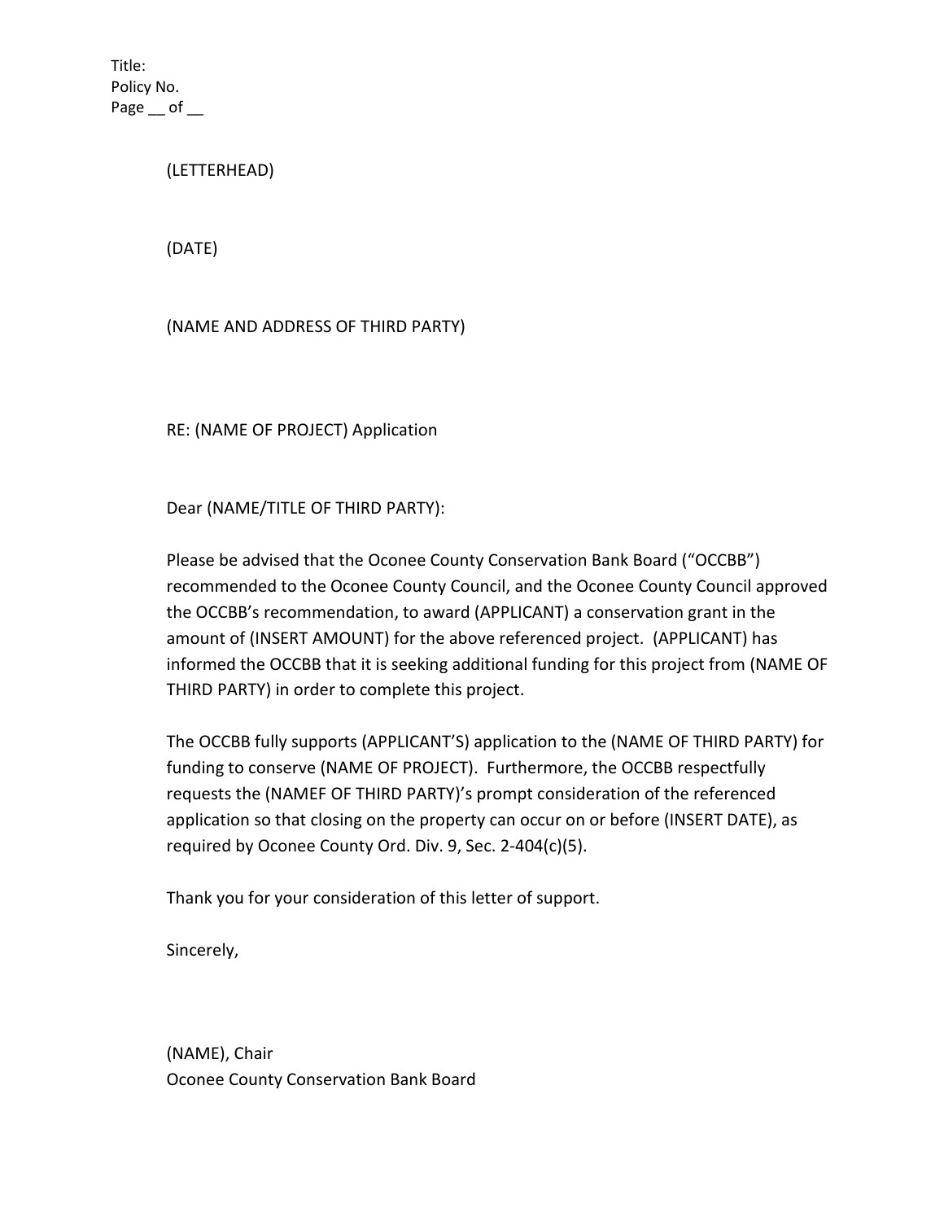Title:
Policy No.
Page __ of __

(LETTERHEAD)

(DATE)

(NAME AND ADDRESS OF THIRD PARTY)

RE: (NAME OF PROJECT) Application

Dear (NAME/TITLE OF THIRD PARTY):

Please be advised that the Oconee County Conservation Bank Board ("OCCBB") recommended to the Oconee County Council, and the Oconee County Council approved the OCCBB's recommendation, to award (APPLICANT) a conservation grant in the amount of (INSERT AMOUNT) for the above referenced project. (APPLICANT) has informed the OCCBB that it is seeking additional funding for this project from (NAME OF THIRD PARTY) in order to complete this project.

The OCCBB fully supports (APPLICANT'S) application to the (NAME OF THIRD PARTY) for funding to conserve (NAME OF PROJECT). Furthermore, the OCCBB respectfully requests the (NAMEF OF THIRD PARTY)'s prompt consideration of the referenced application so that closing on the property can occur on or before (INSERT DATE), as required by Oconee County Ord. Div. 9, Sec. 2-404(c)(5).

Thank you for your consideration of this letter of support.

Sincerely,

(NAME), Chair
Oconee County Conservation Bank Board